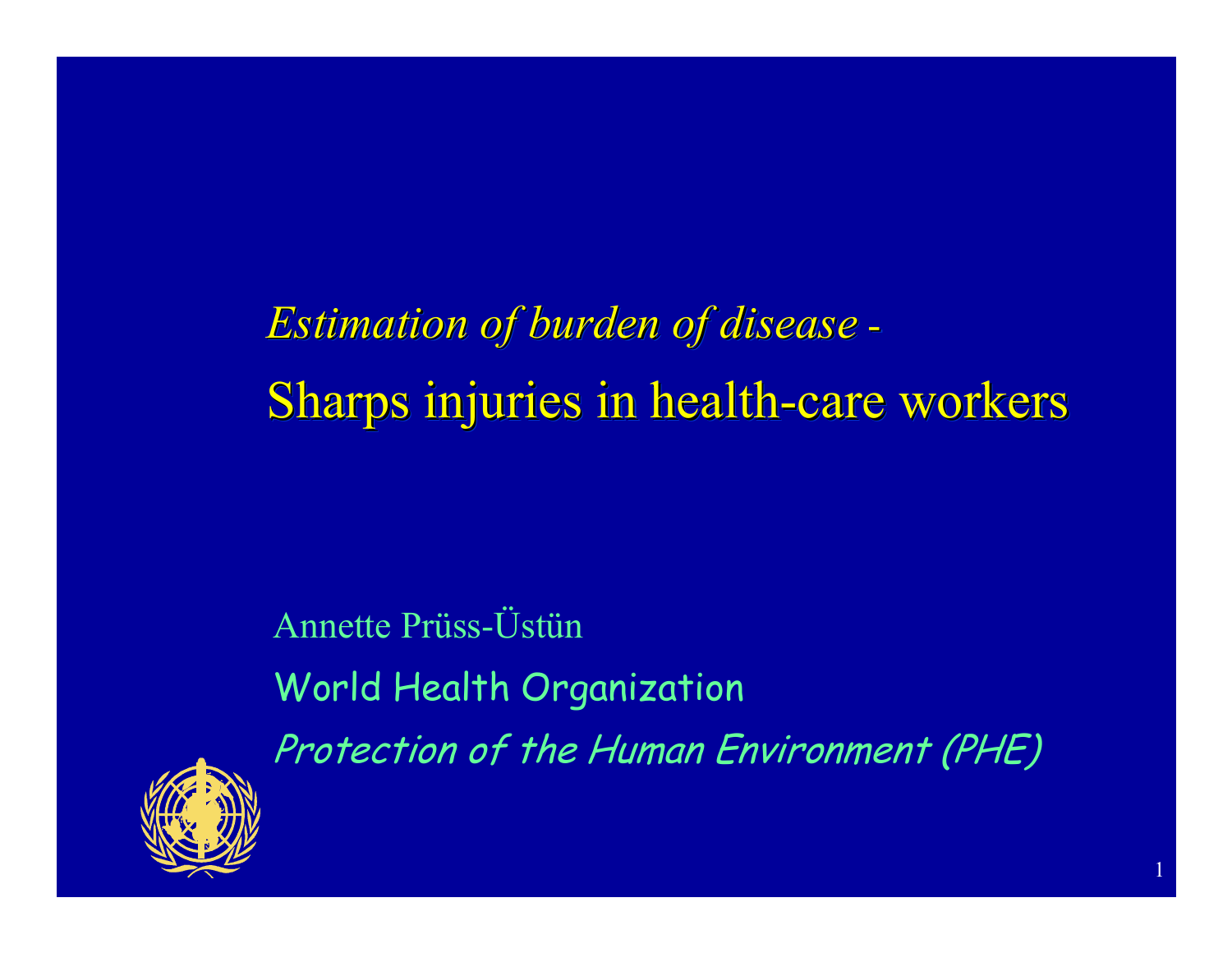*Estimation of burden of disease -*

# Sharps injuries in health-care workers

Annette Prüss-Üstün

World Health Organization

*Protection of the Human Environment (PHE)*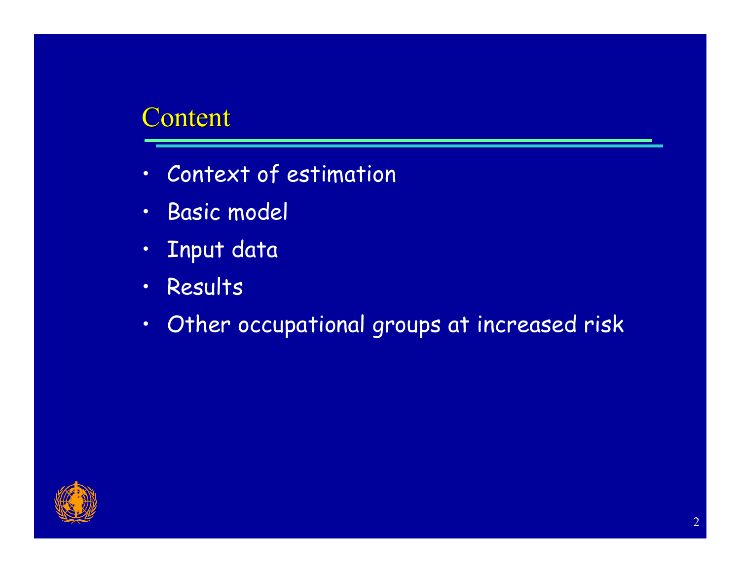# Content

- Context of estimation
- Basic model
- Input data
- Results
- Other occupational groups at increased risk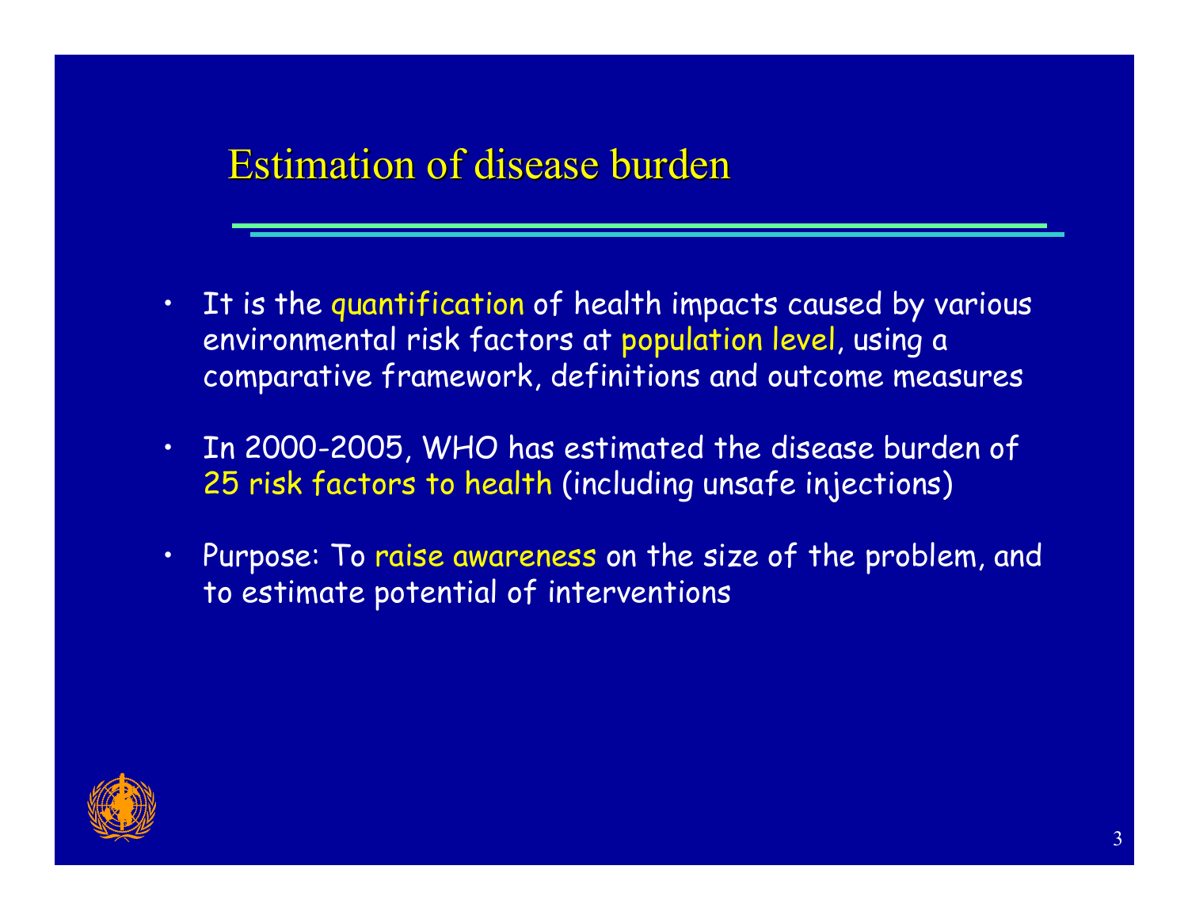# Estimation of disease burden

- It is the quantification of health impacts caused by various environmental risk factors at population level, using a comparative framework, definitions and outcome measures
- In 2000-2005, WHO has estimated the disease burden of 25 risk factors to health (including unsafe injections)
- Purpose: To raise awareness on the size of the problem, and to estimate potential of interventions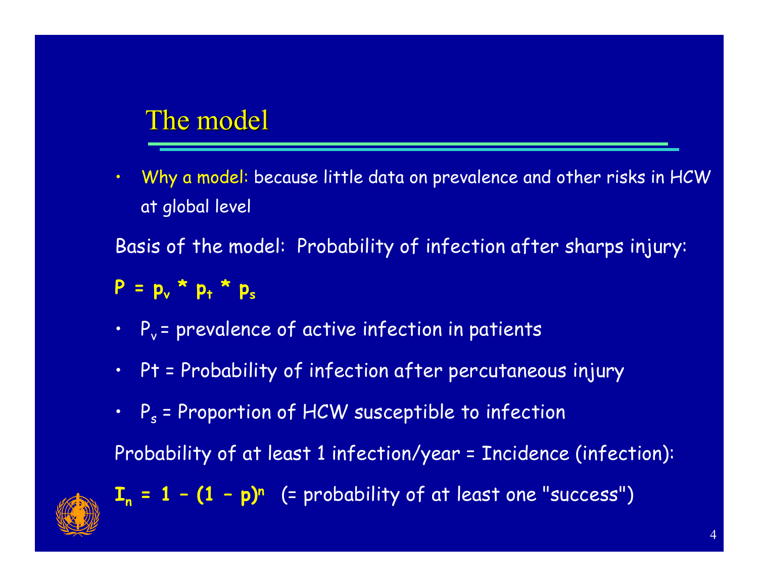# The model

- Why a model: because little data on prevalence and other risks in HCW at global level

Basis of the model: Probability of infection after sharps injury:

$$P = p_v * p_t * p_s$$

- $P_v$ = prevalence of active infection in patients
- Pt = Probability of infection after percutaneous injury
- $P_s$ = Proportion of HCW susceptible to infection

Probability of at least 1 infection/year = Incidence (infection):

$$I_n = 1 - (1 - p)^n$$ (= probability of at least one "success")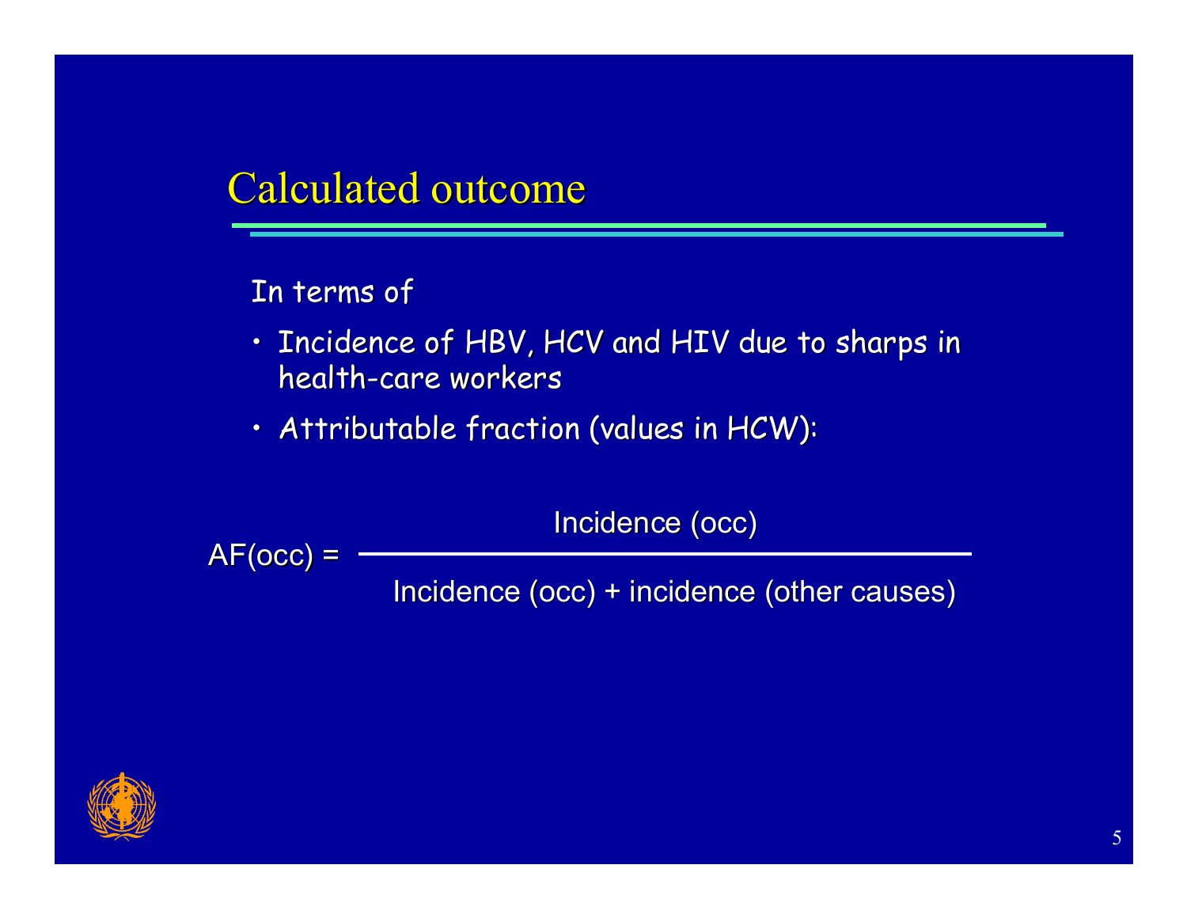# Calculated outcome

In terms of

- Incidence of HBV, HCV and HIV due to sharps in health-care workers
- Attributable fraction (values in HCW):

$$AF(occ) = \frac{\text{Incidence (occ)}}{\text{Incidence (occ)} + \text{incidence (other causes)}}$$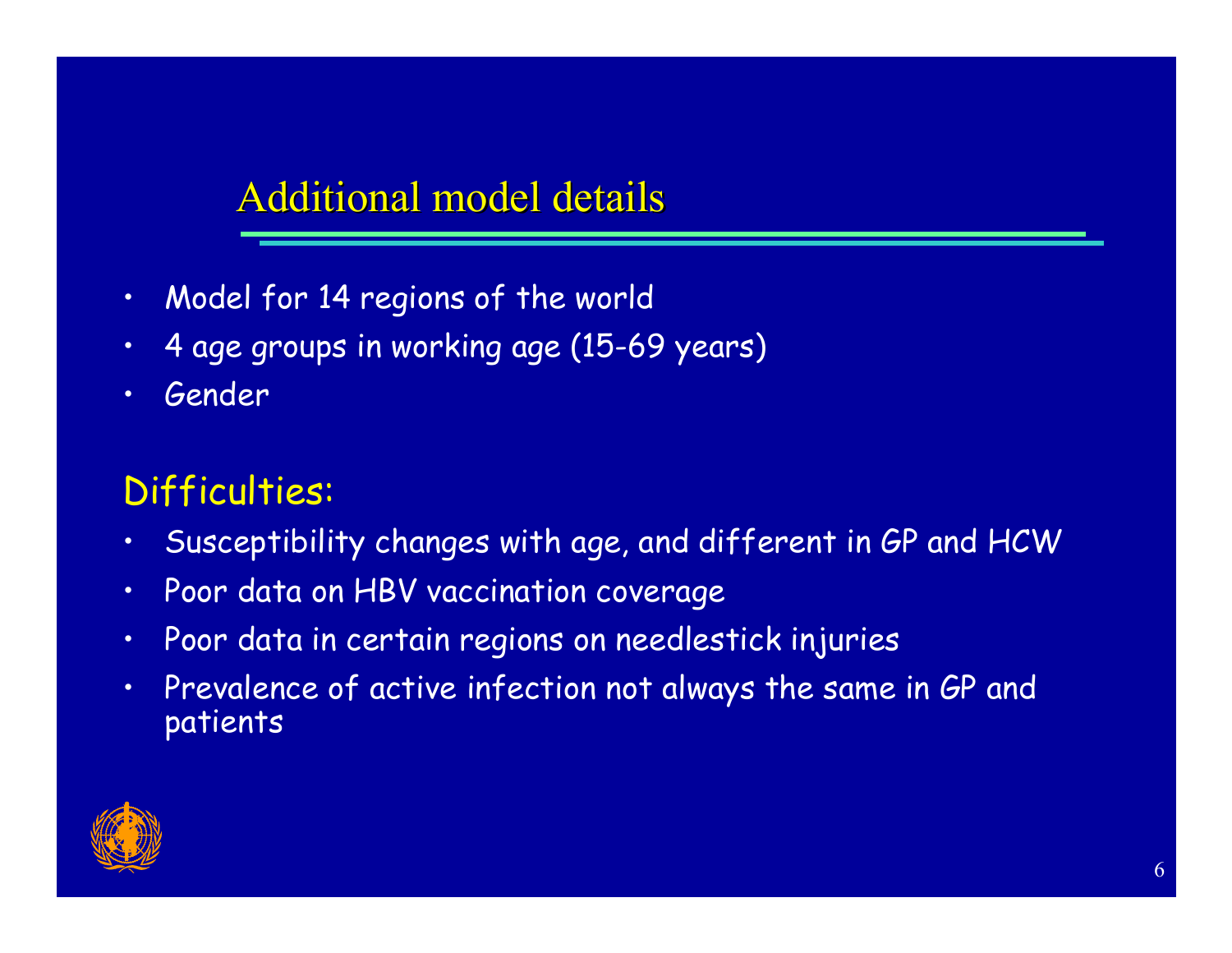# Additional model details

- Model for 14 regions of the world
- 4 age groups in working age (15-69 years)
- Gender

## Difficulties:

- Susceptibility changes with age, and different in GP and HCW
- Poor data on HBV vaccination coverage
- Poor data in certain regions on needlestick injuries
- Prevalence of active infection not always the same in GP and patients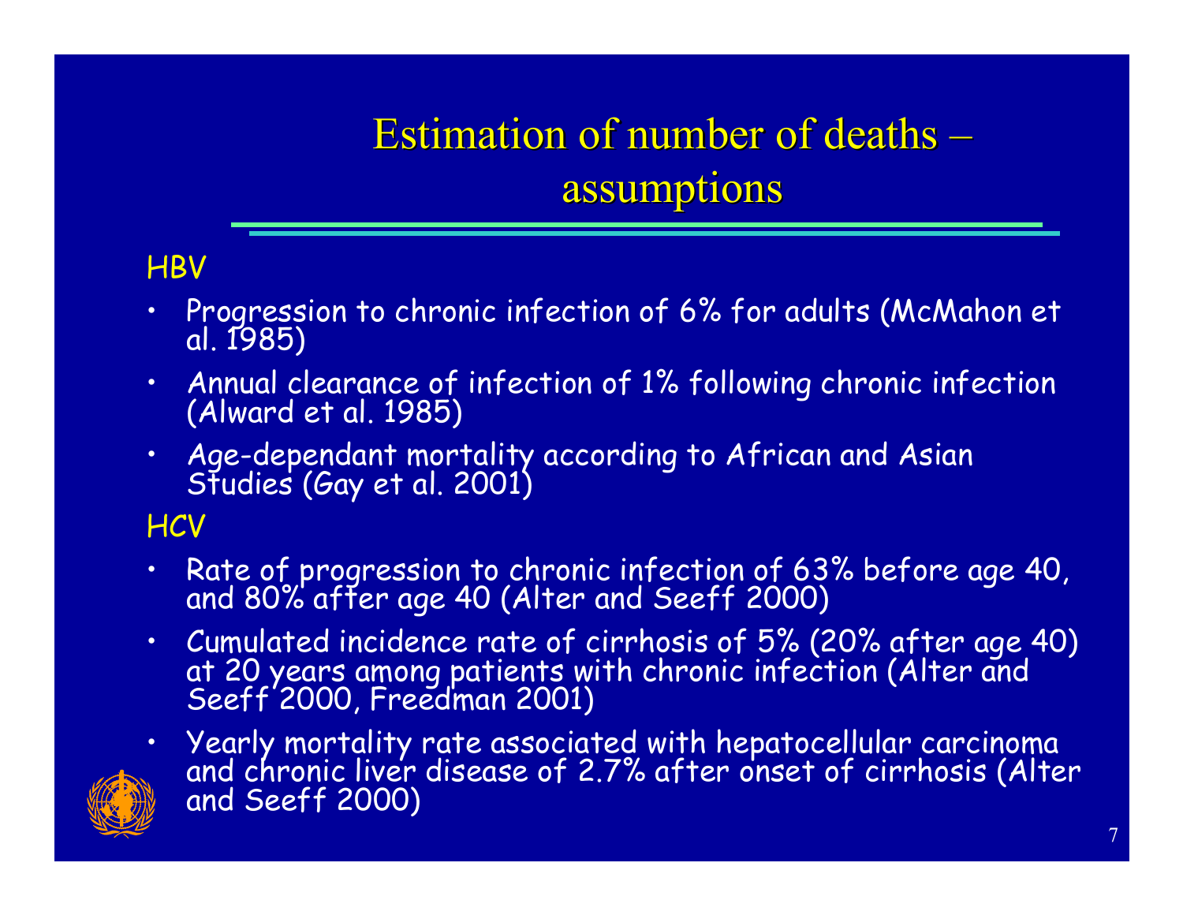# Estimation of number of deaths – assumptions

## HBV

- Progression to chronic infection of 6% for adults (McMahon et al. 1985)
- Annual clearance of infection of 1% following chronic infection (Alward et al. 1985)
- Age-dependant mortality according to African and Asian Studies (Gay et al. 2001)

## HCV

- Rate of progression to chronic infection of 63% before age 40, and 80% after age 40 (Alter and Seeff 2000)
- Cumulated incidence rate of cirrhosis of 5% (20% after age 40) at 20 years among patients with chronic infection (Alter and Seeff 2000, Freedman 2001)
- Yearly mortality rate associated with hepatocellular carcinoma and chronic liver disease of 2.7% after onset of cirrhosis (Alter and Seeff 2000)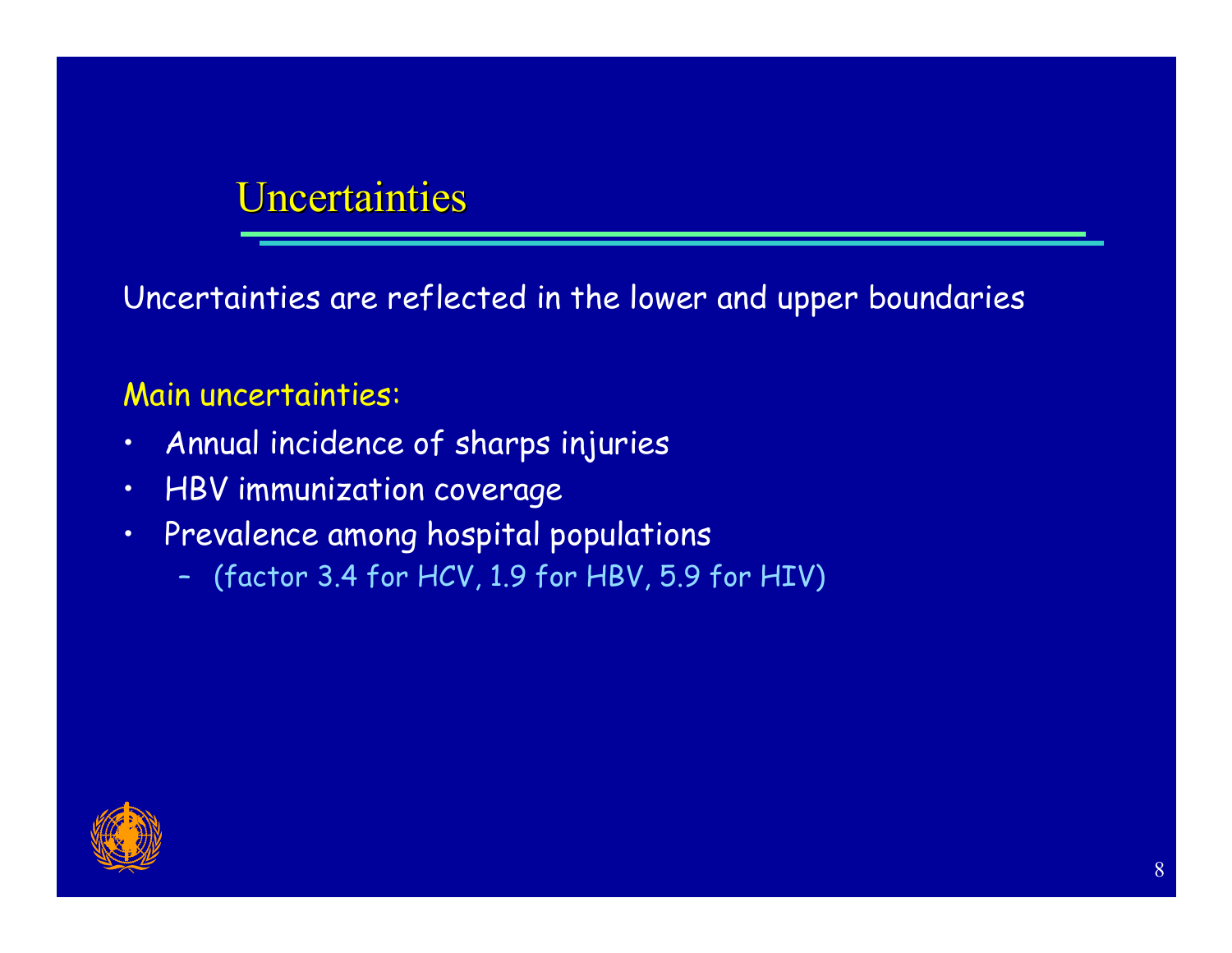# Uncertainties

Uncertainties are reflected in the lower and upper boundaries

Main uncertainties:

- Annual incidence of sharps injuries
- HBV immunization coverage
- Prevalence among hospital populations
  - (factor 3.4 for HCV, 1.9 for HBV, 5.9 for HIV)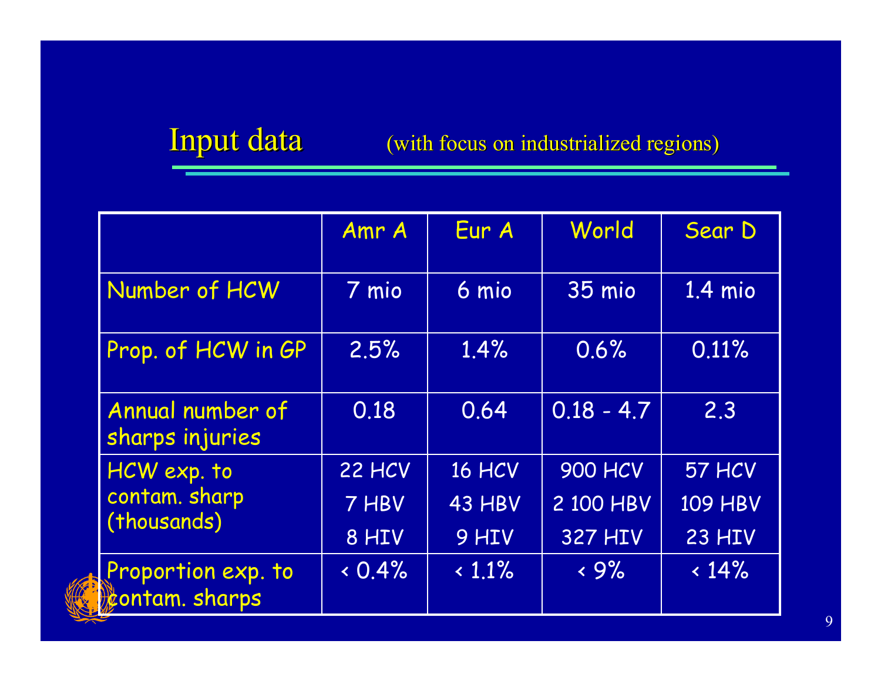# Input data (with focus on industrialized regions)

| | Amr A | Eur A | World | Sear D |
|---|---|---|---|---|
| Number of HCW | 7 mio | 6 mio | 35 mio | 1.4 mio |
| Prop. of HCW in GP | 2.5% | 1.4% | 0.6% | 0.11% |
| Annual number of sharps injuries | 0.18 | 0.64 | 0.18 - 4.7 | 2.3 |
| HCW exp. to contam. sharp (thousands) | 22 HCV<br>7 HBV<br>8 HIV | 16 HCV<br>43 HBV<br>9 HIV | 900 HCV<br>2 100 HBV<br>327 HIV | 57 HCV<br>109 HBV<br>23 HIV |
| Proportion exp. to contam. sharps | < 0.4% | < 1.1% | < 9% | < 14% |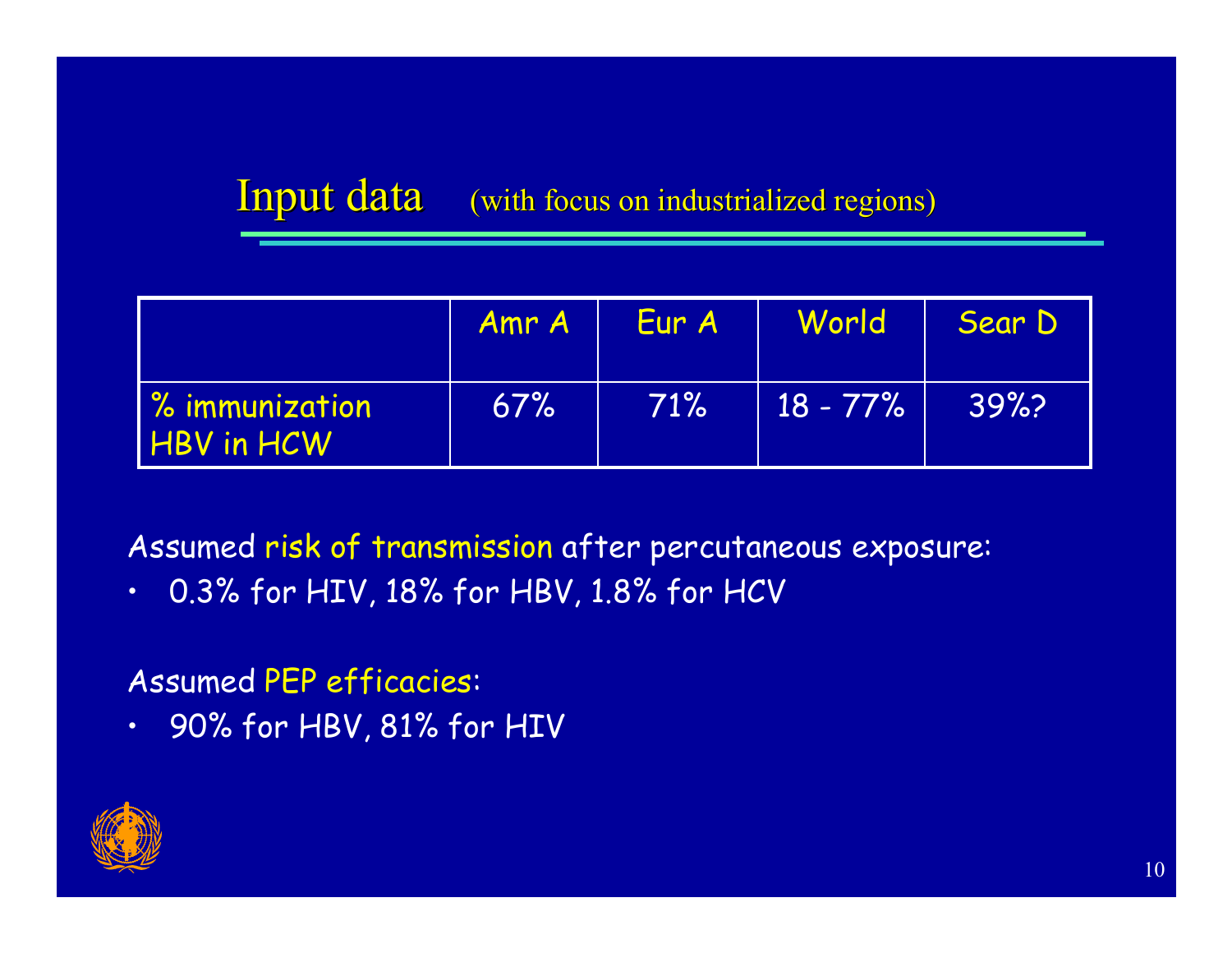# Input data (with focus on industrialized regions)

| | Amr A | Eur A | World | Sear D |
|---|---|---|---|---|
| % immunization HBV in HCW | 67% | 71% | 18 - 77% | 39%? |

Assumed risk of transmission after percutaneous exposure:

- 0.3% for HIV, 18% for HBV, 1.8% for HCV

Assumed PEP efficacies:

- 90% for HBV, 81% for HIV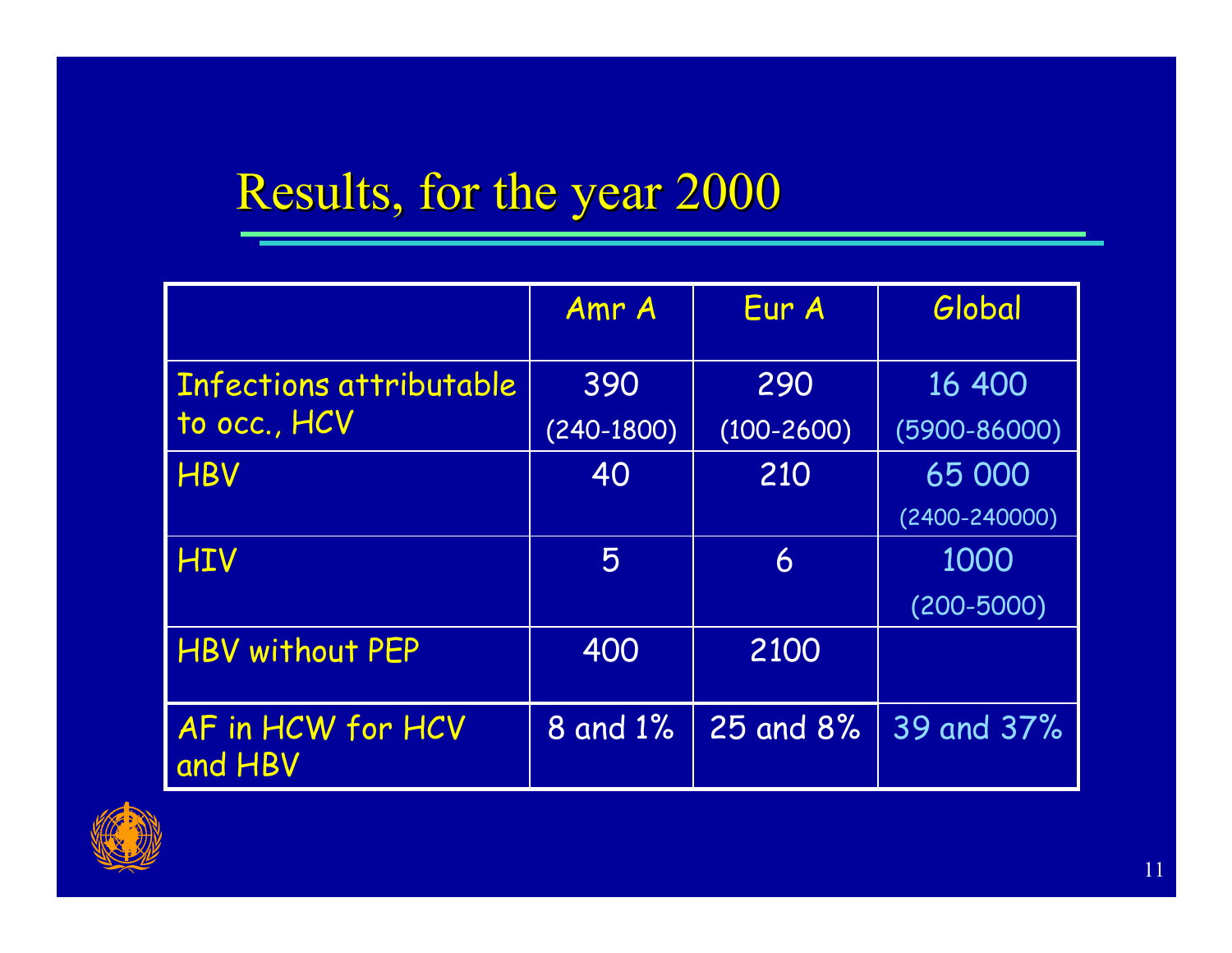# Results, for the year 2000

| | Amr A | Eur A | Global |
|---|---|---|---|
| Infections attributable to occ., HCV | 390 (240-1800) | 290 (100-2600) | 16 400 (5900-86000) |
| HBV | 40 | 210 | 65 000 (2400-240000) |
| HIV | 5 | 6 | 1000 (200-5000) |
| HBV without PEP | 400 | 2100 | |
| AF in HCW for HCV and HBV | 8 and 1% | 25 and 8% | 39 and 37% |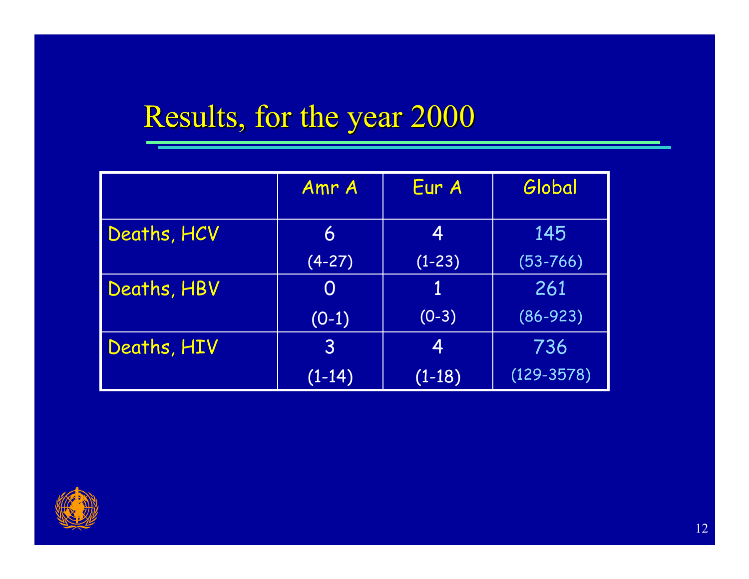# Results, for the year 2000

| | Amr A | Eur A | Global |
|---|---|---|---|
| Deaths, HCV | 6<br>(4-27) | 4<br>(1-23) | 145<br>(53-766) |
| Deaths, HBV | 0<br>(0-1) | 1<br>(0-3) | 261<br>(86-923) |
| Deaths, HIV | 3<br>(1-14) | 4<br>(1-18) | 736<br>(129-3578) |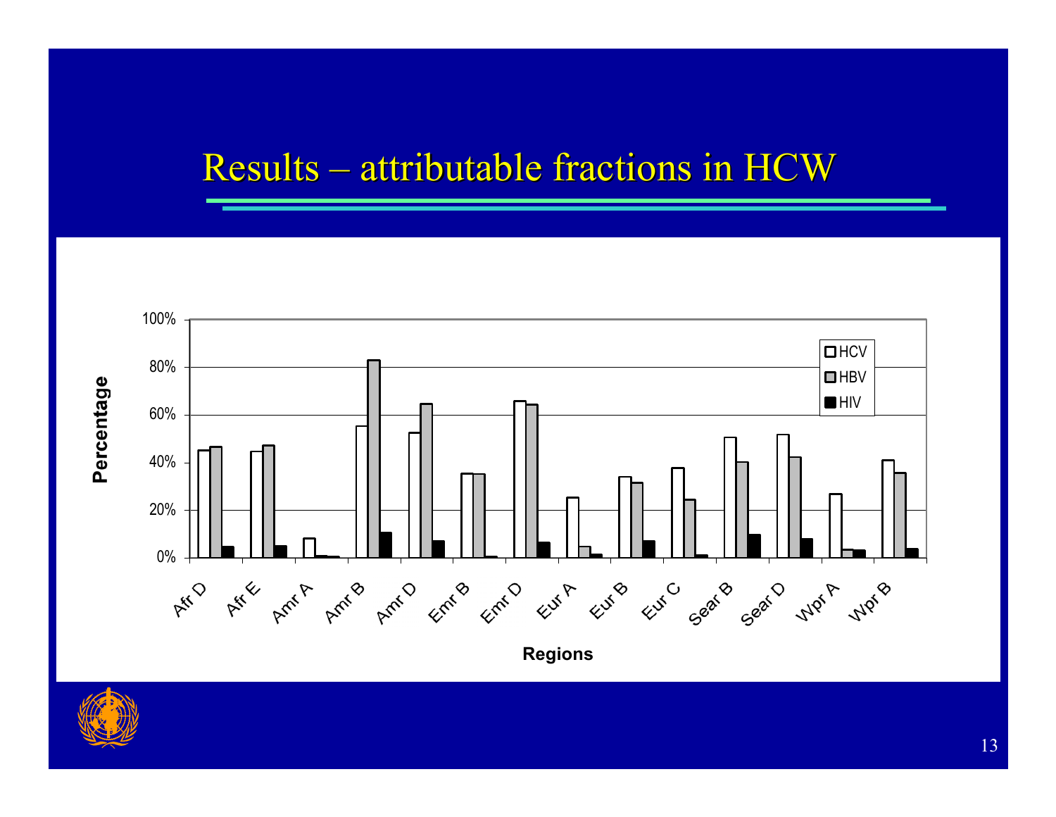# Results – attributable fractions in HCW

Percentage

100%
80%
60%
40%
20%
0%

HCV
HBV
HIV

Afr D, Afr E, Amr A, Amr B, Amr D, Emr B, Emr D, Eur A, Eur B, Eur C, Sear B, Sear D, Wpr A, Wpr B

Regions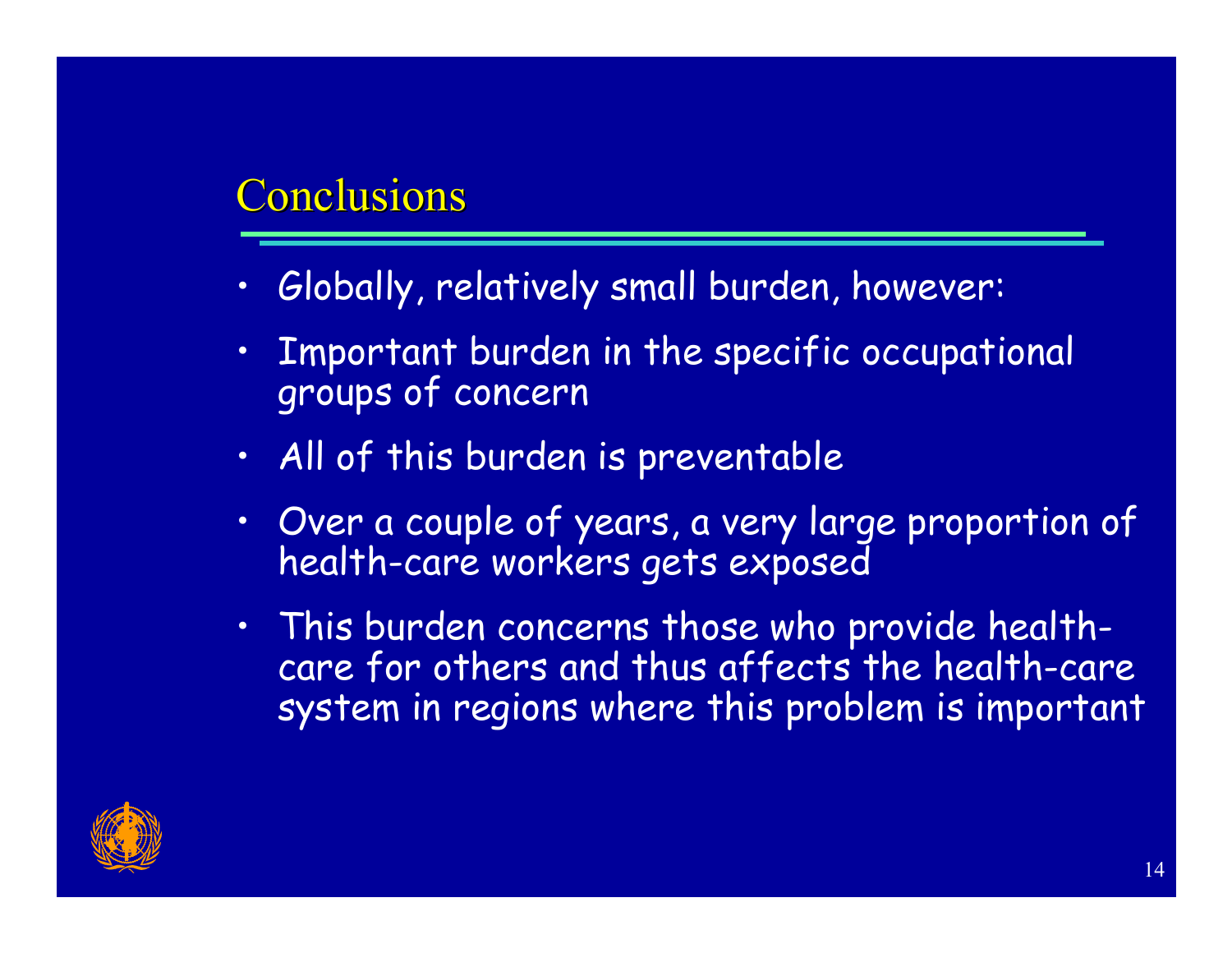# Conclusions

- Globally, relatively small burden, however:
- Important burden in the specific occupational groups of concern
- All of this burden is preventable
- Over a couple of years, a very large proportion of health-care workers gets exposed
- This burden concerns those who provide health-care for others and thus affects the health-care system in regions where this problem is important